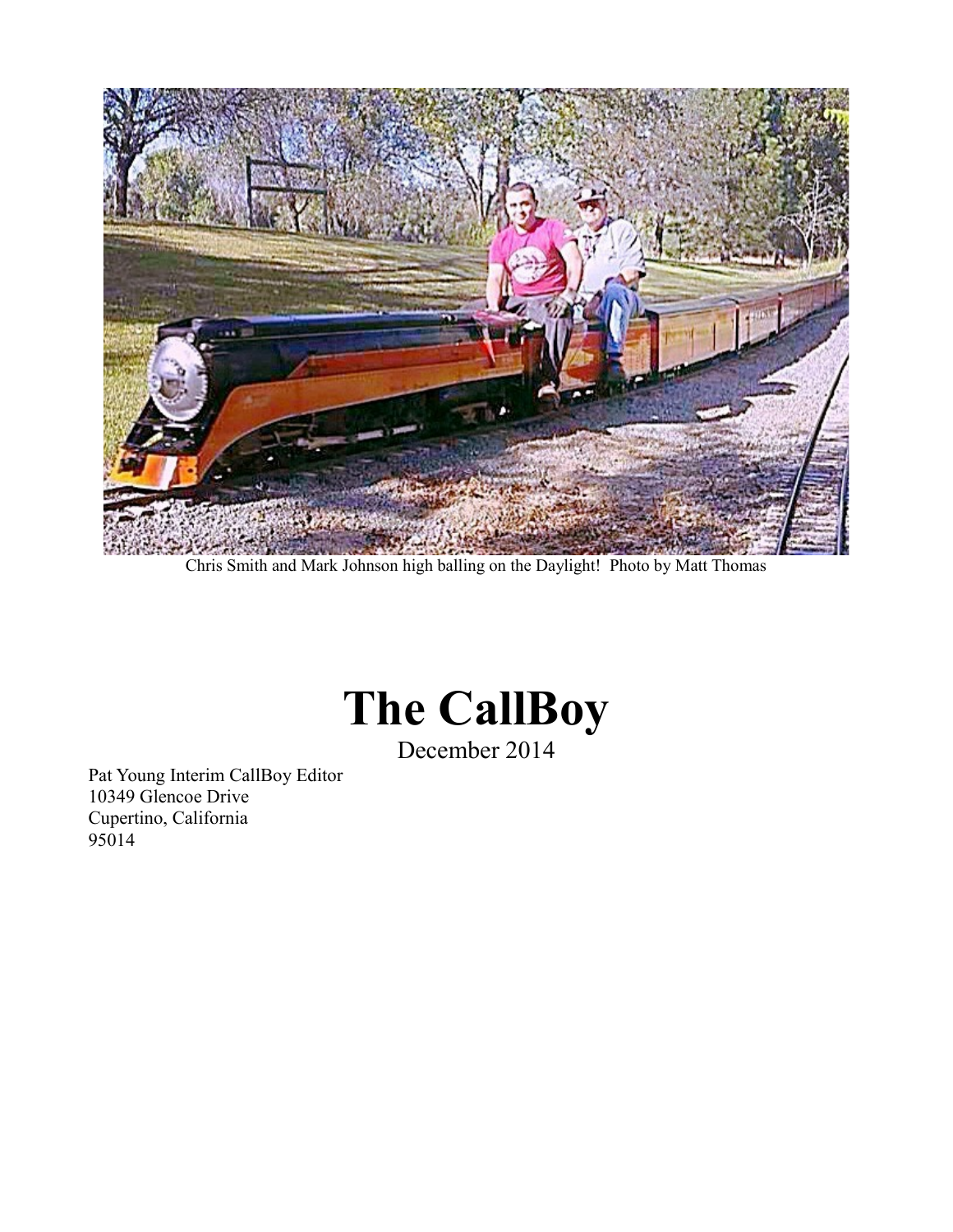Chris Smith and Mark Johnson high balling on the Daylight! Photo by Matt Thomas

# The CallBoy

December 2014

Pat Young Interim CallBoy Editor
10349 Glencoe Drive
Cupertino, California
95014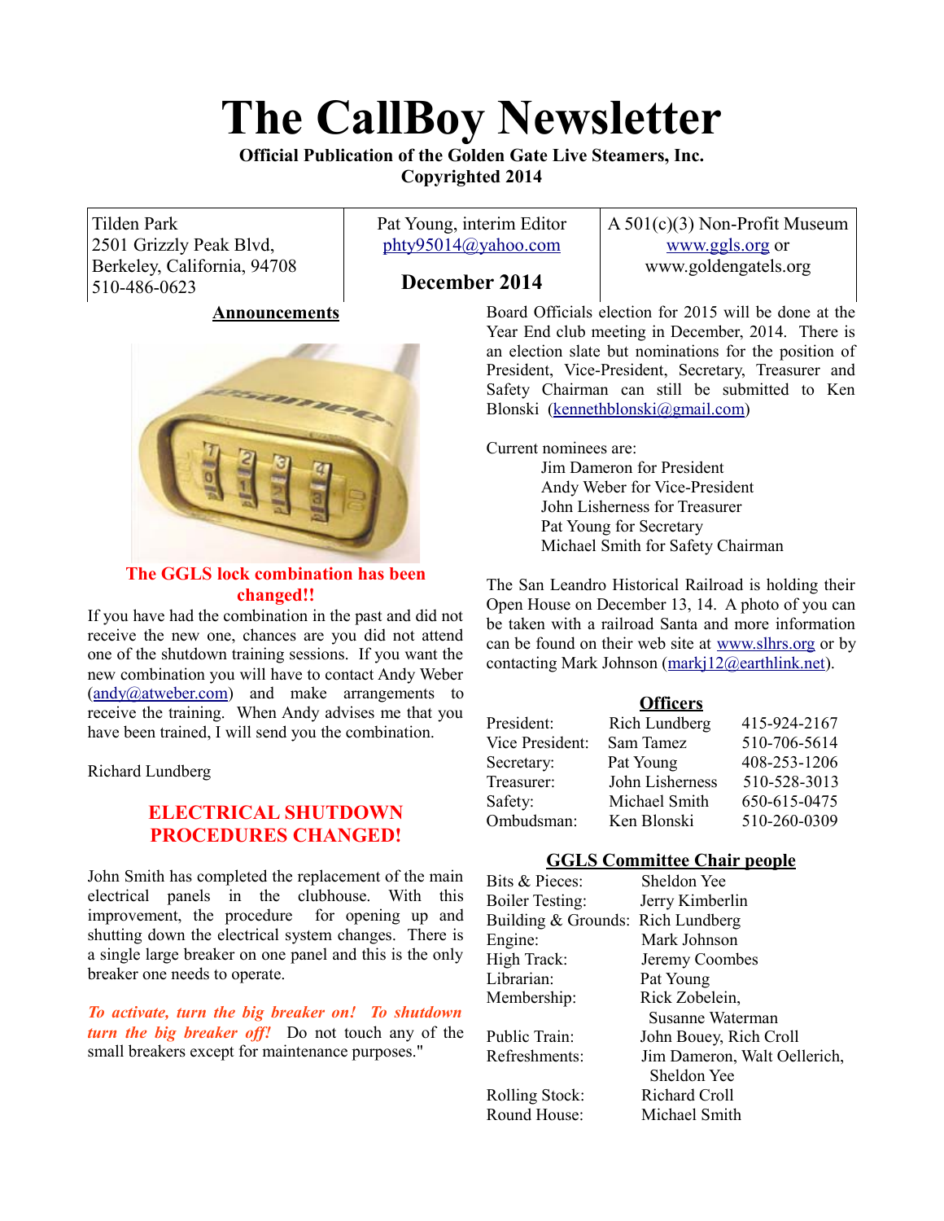# The CallBoy Newsletter

**Official Publication of the Golden Gate Live Steamers, Inc.**
**Copyrighted 2014**

| Tilden Park<br>2501 Grizzly Peak Blvd,<br>Berkeley, California, 94708<br>510-486-0623 | Pat Young, interim Editor<br>phty95014@yahoo.com<br>**December 2014** | A 501(c)(3) Non-Profit Museum<br>www.ggls.org or<br>www.goldengatels.org |
|---|---|---|

## Announcements

**The GGLS lock combination has been changed!!**

If you have had the combination in the past and did not receive the new one, chances are you did not attend one of the shutdown training sessions. If you want the new combination you will have to contact Andy Weber (andy@atweber.com) and make arrangements to receive the training. When Andy advises me that you have been trained, I will send you the combination.

Richard Lundberg

**ELECTRICAL SHUTDOWN PROCEDURES CHANGED!**

John Smith has completed the replacement of the main electrical panels in the clubhouse. With this improvement, the procedure for opening up and shutting down the electrical system changes. There is a single large breaker on one panel and this is the only breaker one needs to operate.

***To activate, turn the big breaker on! To shutdown turn the big breaker off!*** Do not touch any of the small breakers except for maintenance purposes."

Board Officials election for 2015 will be done at the Year End club meeting in December, 2014. There is an election slate but nominations for the position of President, Vice-President, Secretary, Treasurer and Safety Chairman can still be submitted to Ken Blonski (kennethblonski@gmail.com)

Current nominees are:

- Jim Dameron for President
- Andy Weber for Vice-President
- John Lisherness for Treasurer
- Pat Young for Secretary
- Michael Smith for Safety Chairman

The San Leandro Historical Railroad is holding their Open House on December 13, 14. A photo of you can be taken with a railroad Santa and more information can be found on their web site at www.slhrs.org or by contacting Mark Johnson (markj12@earthlink.net).

## Officers

| | | |
|---|---|---|
| President: | Rich Lundberg | 415-924-2167 |
| Vice President: | Sam Tamez | 510-706-5614 |
| Secretary: | Pat Young | 408-253-1206 |
| Treasurer: | John Lisherness | 510-528-3013 |
| Safety: | Michael Smith | 650-615-0475 |
| Ombudsman: | Ken Blonski | 510-260-0309 |

## GGLS Committee Chair people

| | |
|---|---|
| Bits & Pieces: | Sheldon Yee |
| Boiler Testing: | Jerry Kimberlin |
| Building & Grounds: | Rich Lundberg |
| Engine: | Mark Johnson |
| High Track: | Jeremy Coombes |
| Librarian: | Pat Young |
| Membership: | Rick Zobelein, Susanne Waterman |
| Public Train: | John Bouey, Rich Croll |
| Refreshments: | Jim Dameron, Walt Oellerich, Sheldon Yee |
| Rolling Stock: | Richard Croll |
| Round House: | Michael Smith |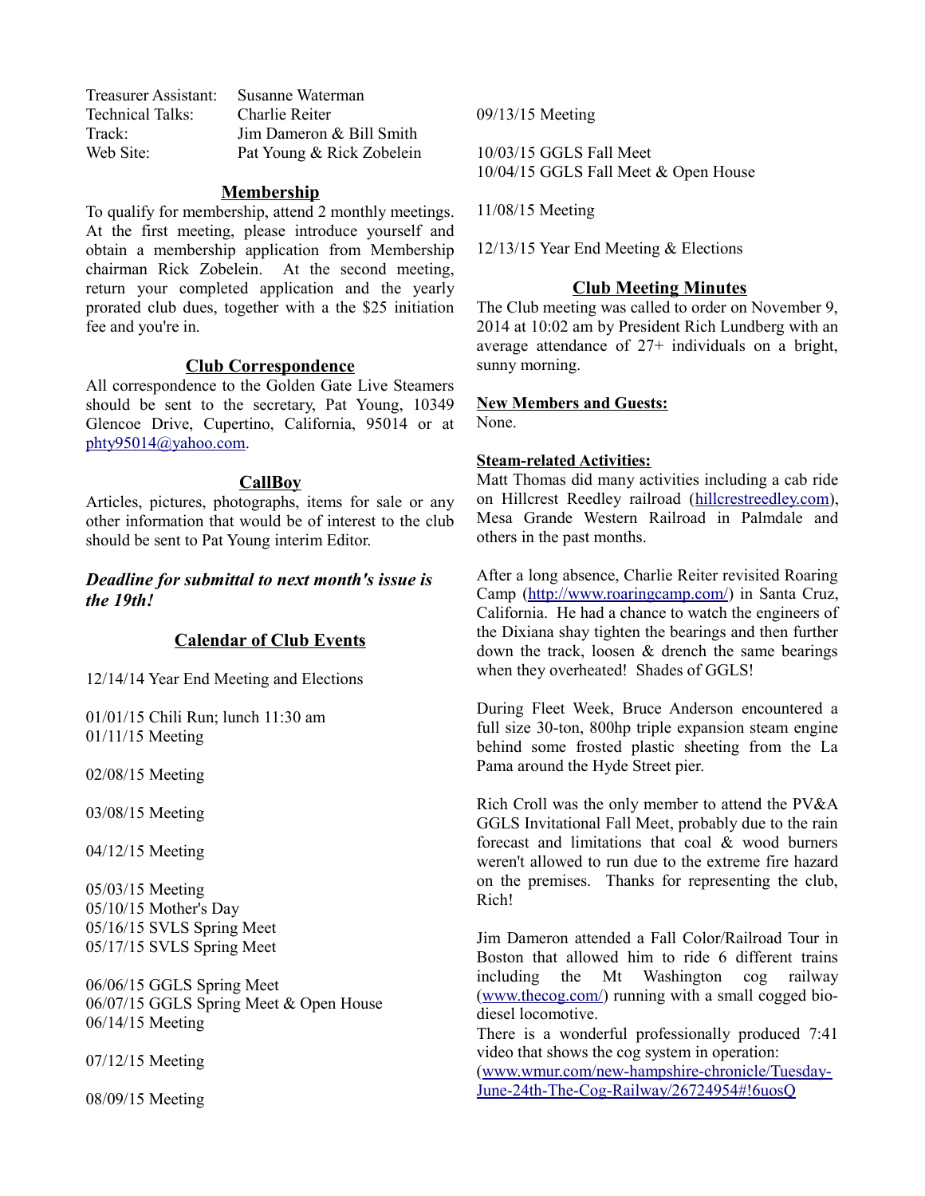| | |
|---|---|
| Treasurer Assistant: | Susanne Waterman |
| Technical Talks: | Charlie Reiter |
| Track: | Jim Dameron & Bill Smith |
| Web Site: | Pat Young & Rick Zobelein |

## Membership

To qualify for membership, attend 2 monthly meetings. At the first meeting, please introduce yourself and obtain a membership application from Membership chairman Rick Zobelein. At the second meeting, return your completed application and the yearly prorated club dues, together with a the $25 initiation fee and you're in.

## Club Correspondence

All correspondence to the Golden Gate Live Steamers should be sent to the secretary, Pat Young, 10349 Glencoe Drive, Cupertino, California, 95014 or at phty95014@yahoo.com.

## CallBoy

Articles, pictures, photographs, items for sale or any other information that would be of interest to the club should be sent to Pat Young interim Editor.

***Deadline for submittal to next month's issue is the 19th!***

## Calendar of Club Events

12/14/14 Year End Meeting and Elections

01/01/15 Chili Run; lunch 11:30 am
01/11/15 Meeting

02/08/15 Meeting

03/08/15 Meeting

04/12/15 Meeting

05/03/15 Meeting
05/10/15 Mother's Day
05/16/15 SVLS Spring Meet
05/17/15 SVLS Spring Meet

06/06/15 GGLS Spring Meet
06/07/15 GGLS Spring Meet & Open House
06/14/15 Meeting

07/12/15 Meeting

08/09/15 Meeting

09/13/15 Meeting

10/03/15 GGLS Fall Meet
10/04/15 GGLS Fall Meet & Open House

11/08/15 Meeting

12/13/15 Year End Meeting & Elections

## Club Meeting Minutes

The Club meeting was called to order on November 9, 2014 at 10:02 am by President Rich Lundberg with an average attendance of 27+ individuals on a bright, sunny morning.

**New Members and Guests:**
None.

**Steam-related Activities:**
Matt Thomas did many activities including a cab ride on Hillcrest Reedley railroad (hillcrestreedley.com), Mesa Grande Western Railroad in Palmdale and others in the past months.

After a long absence, Charlie Reiter revisited Roaring Camp (http://www.roaringcamp.com/) in Santa Cruz, California. He had a chance to watch the engineers of the Dixiana shay tighten the bearings and then further down the track, loosen & drench the same bearings when they overheated! Shades of GGLS!

During Fleet Week, Bruce Anderson encountered a full size 30-ton, 800hp triple expansion steam engine behind some frosted plastic sheeting from the La Pama around the Hyde Street pier.

Rich Croll was the only member to attend the PV&A GGLS Invitational Fall Meet, probably due to the rain forecast and limitations that coal & wood burners weren't allowed to run due to the extreme fire hazard on the premises. Thanks for representing the club, Rich!

Jim Dameron attended a Fall Color/Railroad Tour in Boston that allowed him to ride 6 different trains including the Mt Washington cog railway (www.thecog.com/) running with a small cogged bio-diesel locomotive.
There is a wonderful professionally produced 7:41 video that shows the cog system in operation:
(www.wmur.com/new-hampshire-chronicle/Tuesday-June-24th-The-Cog-Railway/26724954#!6uosQ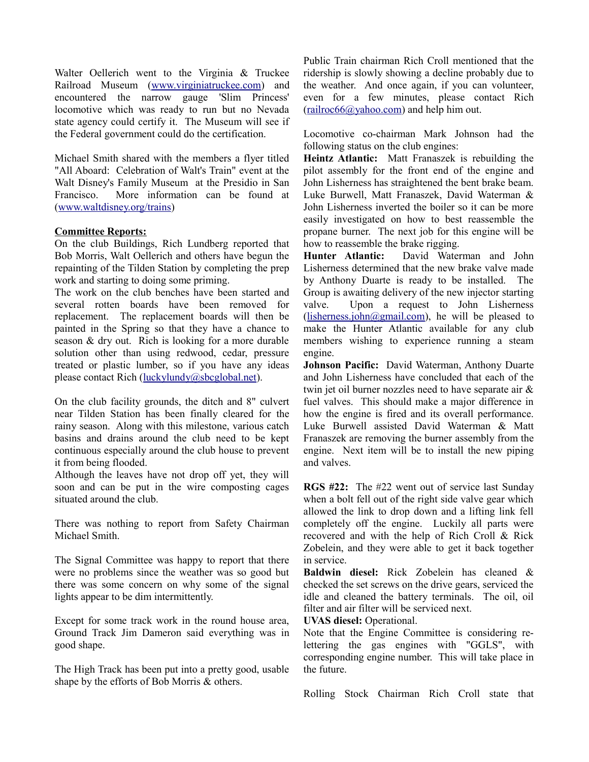Walter Oellerich went to the Virginia & Truckee Railroad Museum (www.virginiatruckee.com) and encountered the narrow gauge 'Slim Princess' locomotive which was ready to run but no Nevada state agency could certify it. The Museum will see if the Federal government could do the certification.

Michael Smith shared with the members a flyer titled "All Aboard: Celebration of Walt's Train" event at the Walt Disney's Family Museum at the Presidio in San Francisco. More information can be found at (www.waltdisney.org/trains)

**Committee Reports:**

On the club Buildings, Rich Lundberg reported that Bob Morris, Walt Oellerich and others have begun the repainting of the Tilden Station by completing the prep work and starting to doing some priming.

The work on the club benches have been started and several rotten boards have been removed for replacement. The replacement boards will then be painted in the Spring so that they have a chance to season & dry out. Rich is looking for a more durable solution other than using redwood, cedar, pressure treated or plastic lumber, so if you have any ideas please contact Rich (luckylundy@sbcglobal.net).

On the club facility grounds, the ditch and 8" culvert near Tilden Station has been finally cleared for the rainy season. Along with this milestone, various catch basins and drains around the club need to be kept continuous especially around the club house to prevent it from being flooded.

Although the leaves have not drop off yet, they will soon and can be put in the wire composting cages situated around the club.

There was nothing to report from Safety Chairman Michael Smith.

The Signal Committee was happy to report that there were no problems since the weather was so good but there was some concern on why some of the signal lights appear to be dim intermittently.

Except for some track work in the round house area, Ground Track Jim Dameron said everything was in good shape.

The High Track has been put into a pretty good, usable shape by the efforts of Bob Morris & others.

Public Train chairman Rich Croll mentioned that the ridership is slowly showing a decline probably due to the weather. And once again, if you can volunteer, even for a few minutes, please contact Rich (railroc66@yahoo.com) and help him out.

Locomotive co-chairman Mark Johnson had the following status on the club engines:

**Heintz Atlantic:** Matt Franaszek is rebuilding the pilot assembly for the front end of the engine and John Lisherness has straightened the bent brake beam. Luke Burwell, Matt Franaszek, David Waterman & John Lisherness inverted the boiler so it can be more easily investigated on how to best reassemble the propane burner. The next job for this engine will be how to reassemble the brake rigging.

**Hunter Atlantic:** David Waterman and John Lisherness determined that the new brake valve made by Anthony Duarte is ready to be installed. The Group is awaiting delivery of the new injector starting valve. Upon a request to John Lisherness (lisherness.john@gmail.com), he will be pleased to make the Hunter Atlantic available for any club members wishing to experience running a steam engine.

**Johnson Pacific:** David Waterman, Anthony Duarte and John Lisherness have concluded that each of the twin jet oil burner nozzles need to have separate air & fuel valves. This should make a major difference in how the engine is fired and its overall performance. Luke Burwell assisted David Waterman & Matt Franaszek are removing the burner assembly from the engine. Next item will be to install the new piping and valves.

**RGS #22:** The #22 went out of service last Sunday when a bolt fell out of the right side valve gear which allowed the link to drop down and a lifting link fell completely off the engine. Luckily all parts were recovered and with the help of Rich Croll & Rick Zobelein, and they were able to get it back together in service.

**Baldwin diesel:** Rick Zobelein has cleaned & checked the set screws on the drive gears, serviced the idle and cleaned the battery terminals. The oil, oil filter and air filter will be serviced next.

**UVAS diesel:** Operational.

Note that the Engine Committee is considering re-lettering the gas engines with "GGLS", with corresponding engine number. This will take place in the future.

Rolling Stock Chairman Rich Croll state that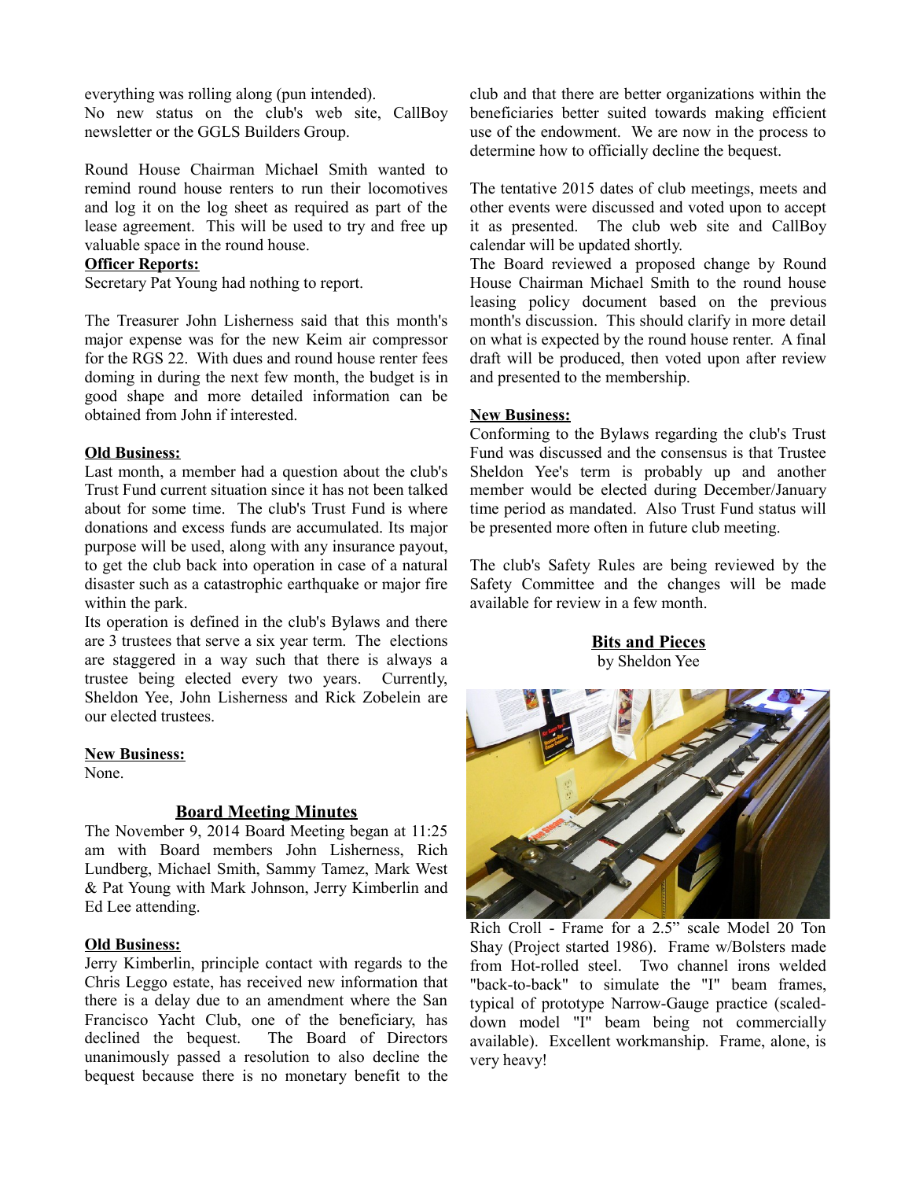everything was rolling along (pun intended).
No new status on the club's web site, CallBoy newsletter or the GGLS Builders Group.

Round House Chairman Michael Smith wanted to remind round house renters to run their locomotives and log it on the log sheet as required as part of the lease agreement. This will be used to try and free up valuable space in the round house.

**Officer Reports:**

Secretary Pat Young had nothing to report.

The Treasurer John Lisherness said that this month's major expense was for the new Keim air compressor for the RGS 22. With dues and round house renter fees doming in during the next few month, the budget is in good shape and more detailed information can be obtained from John if interested.

**Old Business:**

Last month, a member had a question about the club's Trust Fund current situation since it has not been talked about for some time. The club's Trust Fund is where donations and excess funds are accumulated. Its major purpose will be used, along with any insurance payout, to get the club back into operation in case of a natural disaster such as a catastrophic earthquake or major fire within the park.

Its operation is defined in the club's Bylaws and there are 3 trustees that serve a six year term. The elections are staggered in a way such that there is always a trustee being elected every two years. Currently, Sheldon Yee, John Lisherness and Rick Zobelein are our elected trustees.

**New Business:**

None.

## Board Meeting Minutes

The November 9, 2014 Board Meeting began at 11:25 am with Board members John Lisherness, Rich Lundberg, Michael Smith, Sammy Tamez, Mark West & Pat Young with Mark Johnson, Jerry Kimberlin and Ed Lee attending.

**Old Business:**

Jerry Kimberlin, principle contact with regards to the Chris Leggo estate, has received new information that there is a delay due to an amendment where the San Francisco Yacht Club, one of the beneficiary, has declined the bequest. The Board of Directors unanimously passed a resolution to also decline the bequest because there is no monetary benefit to the club and that there are better organizations within the beneficiaries better suited towards making efficient use of the endowment. We are now in the process to determine how to officially decline the bequest.

The tentative 2015 dates of club meetings, meets and other events were discussed and voted upon to accept it as presented. The club web site and CallBoy calendar will be updated shortly.

The Board reviewed a proposed change by Round House Chairman Michael Smith to the round house leasing policy document based on the previous month's discussion. This should clarify in more detail on what is expected by the round house renter. A final draft will be produced, then voted upon after review and presented to the membership.

**New Business:**

Conforming to the Bylaws regarding the club's Trust Fund was discussed and the consensus is that Trustee Sheldon Yee's term is probably up and another member would be elected during December/January time period as mandated. Also Trust Fund status will be presented more often in future club meeting.

The club's Safety Rules are being reviewed by the Safety Committee and the changes will be made available for review in a few month.

## Bits and Pieces

by Sheldon Yee

Rich Croll - Frame for a 2.5" scale Model 20 Ton Shay (Project started 1986). Frame w/Bolsters made from Hot-rolled steel. Two channel irons welded "back-to-back" to simulate the "I" beam frames, typical of prototype Narrow-Gauge practice (scaled-down model "I" beam being not commercially available). Excellent workmanship. Frame, alone, is very heavy!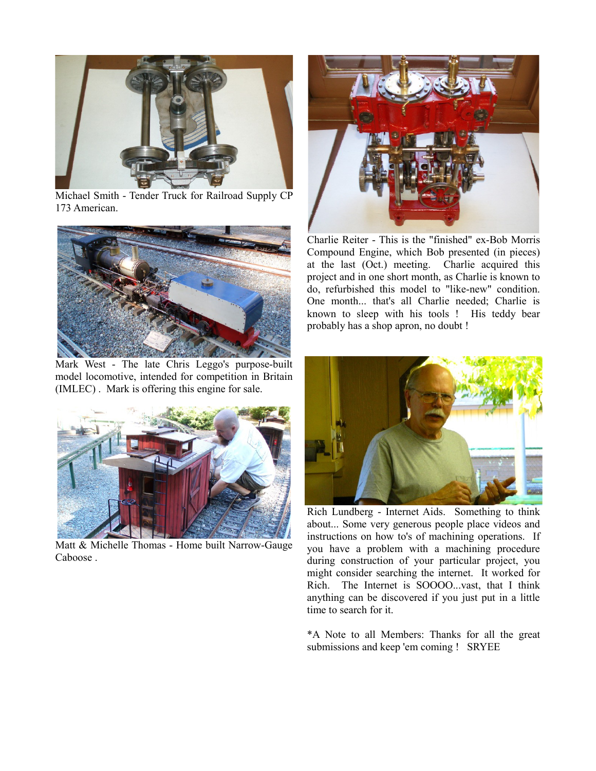Michael Smith - Tender Truck for Railroad Supply CP 173 American.

Mark West - The late Chris Leggo's purpose-built model locomotive, intended for competition in Britain (IMLEC) . Mark is offering this engine for sale.

Matt & Michelle Thomas - Home built Narrow-Gauge Caboose .

Charlie Reiter - This is the "finished" ex-Bob Morris Compound Engine, which Bob presented (in pieces) at the last (Oct.) meeting. Charlie acquired this project and in one short month, as Charlie is known to do, refurbished this model to "like-new" condition. One month... that's all Charlie needed; Charlie is known to sleep with his tools ! His teddy bear probably has a shop apron, no doubt !

Rich Lundberg - Internet Aids. Something to think about... Some very generous people place videos and instructions on how to's of machining operations. If you have a problem with a machining procedure during construction of your particular project, you might consider searching the internet. It worked for Rich. The Internet is SOOOO...vast, that I think anything can be discovered if you just put in a little time to search for it.

*A Note to all Members: Thanks for all the great submissions and keep 'em coming ! SRYEE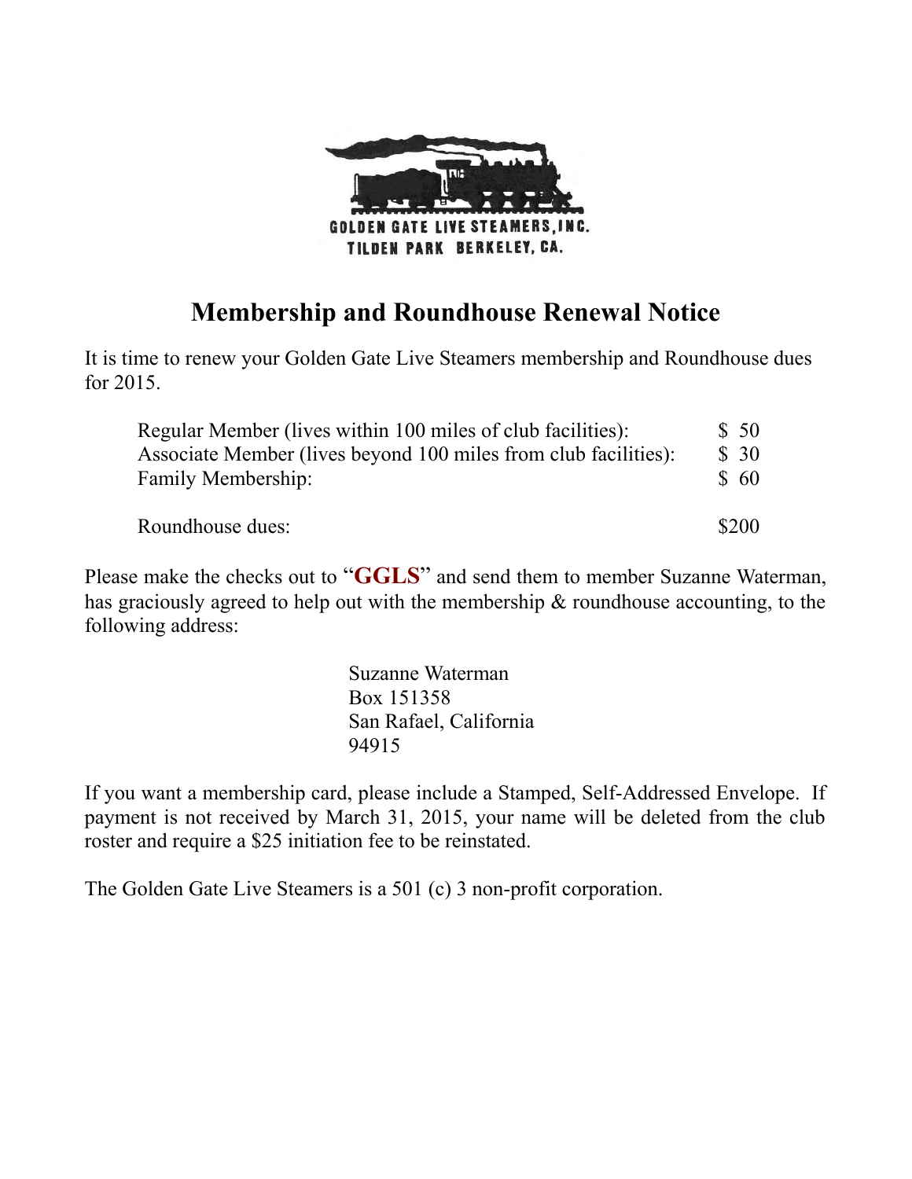GOLDEN GATE LIVE STEAMERS, INC.
TILDEN PARK BERKELEY, CA.

# Membership and Roundhouse Renewal Notice

It is time to renew your Golden Gate Live Steamers membership and Roundhouse dues for 2015.

| | |
|---|---|
| Regular Member (lives within 100 miles of club facilities): | $ 50 |
| Associate Member (lives beyond 100 miles from club facilities): | $ 30 |
| Family Membership: | $ 60 |
| Roundhouse dues: | $200 |

Please make the checks out to "**GGLS**" and send them to member Suzanne Waterman, has graciously agreed to help out with the membership & roundhouse accounting, to the following address:

Suzanne Waterman
Box 151358
San Rafael, California
94915

If you want a membership card, please include a Stamped, Self-Addressed Envelope. If payment is not received by March 31, 2015, your name will be deleted from the club roster and require a $25 initiation fee to be reinstated.

The Golden Gate Live Steamers is a 501 (c) 3 non-profit corporation.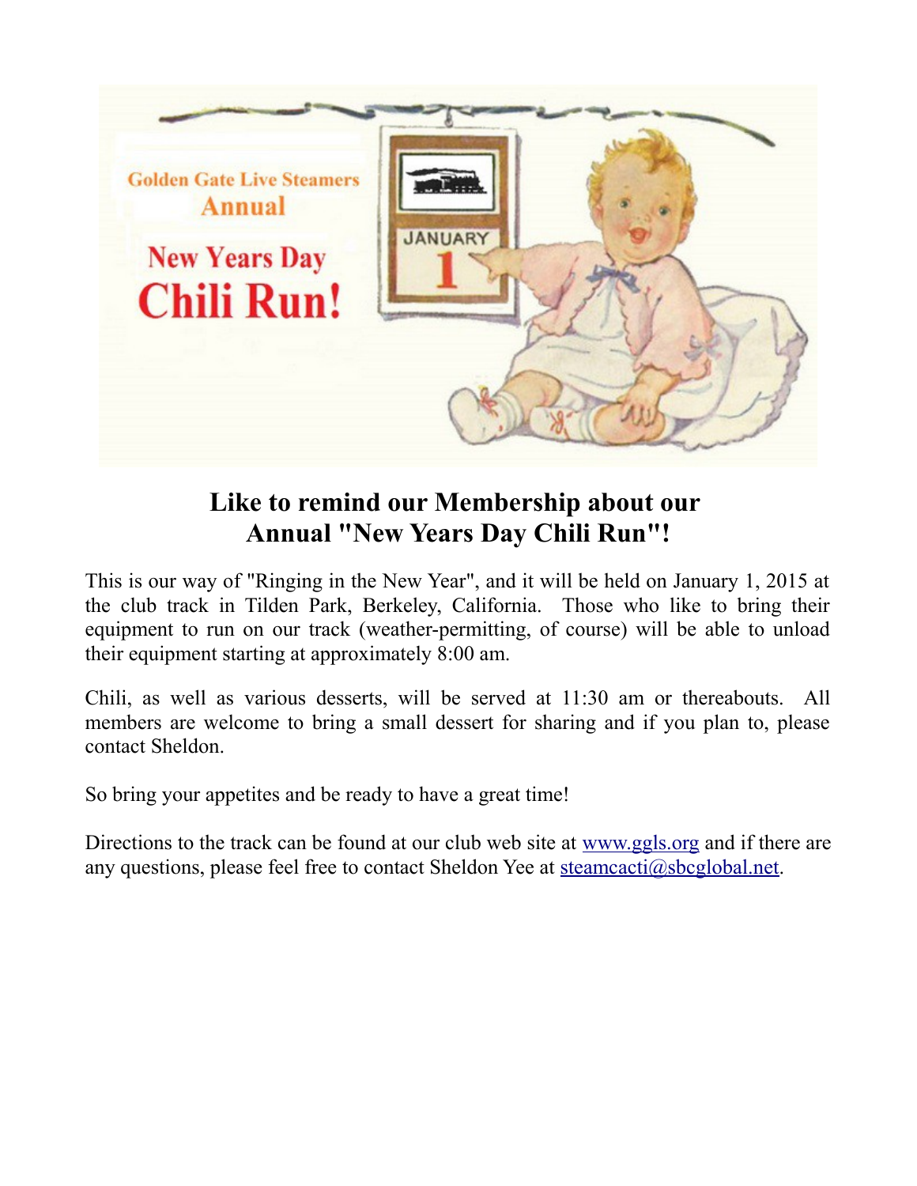Golden Gate Live Steamers
Annual

New Years Day
Chili Run!

JANUARY
1

## Like to remind our Membership about our Annual "New Years Day Chili Run"!

This is our way of "Ringing in the New Year", and it will be held on January 1, 2015 at the club track in Tilden Park, Berkeley, California. Those who like to bring their equipment to run on our track (weather-permitting, of course) will be able to unload their equipment starting at approximately 8:00 am.

Chili, as well as various desserts, will be served at 11:30 am or thereabouts. All members are welcome to bring a small dessert for sharing and if you plan to, please contact Sheldon.

So bring your appetites and be ready to have a great time!

Directions to the track can be found at our club web site at www.ggls.org and if there are any questions, please feel free to contact Sheldon Yee at steamcacti@sbcglobal.net.